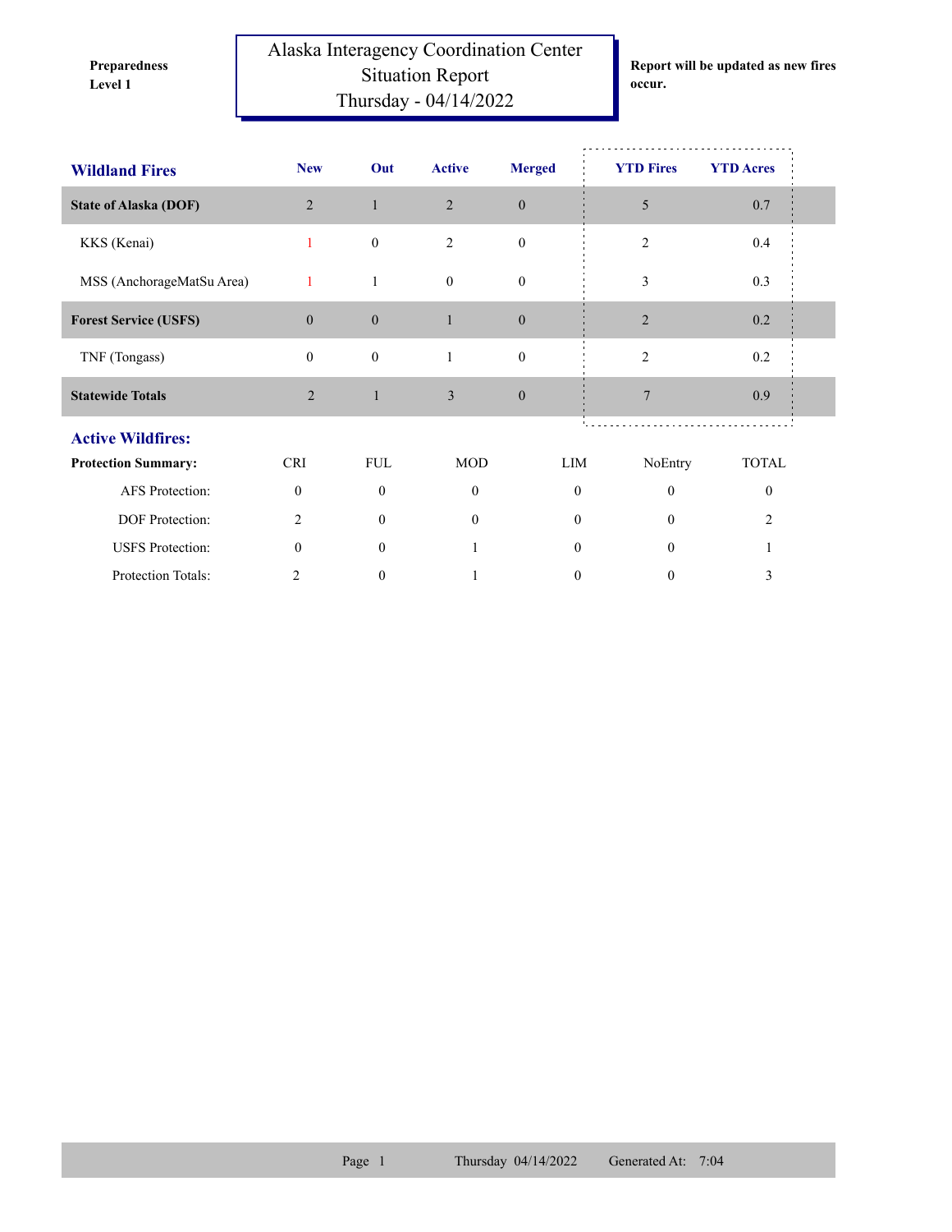**Preparedness Level 1**

# Alaska Interagency Coordination Center Situation Report Thursday - 04/14/2022

**Report will be updated as new fires occur.**

| Wildland Fires | New | Out | Active | Merged | YTD Fires | YTD Acres |
|---|---|---|---|---|---|---|
| **State of Alaska (DOF)** | 2 | 1 | 2 | 0 | 5 | 0.7 |
| KKS (Kenai) | 1 | 0 | 2 | 0 | 2 | 0.4 |
| MSS (AnchorageMatSu Area) | 1 | 1 | 0 | 0 | 3 | 0.3 |
| **Forest Service (USFS)** | 0 | 0 | 1 | 0 | 2 | 0.2 |
| TNF (Tongass) | 0 | 0 | 1 | 0 | 2 | 0.2 |
| **Statewide Totals** | 2 | 1 | 3 | 0 | 7 | 0.9 |

## Active Wildfires:

| Protection Summary: | CRI | FUL | MOD | LIM | NoEntry | TOTAL |
|---|---|---|---|---|---|---|
| AFS Protection: | 0 | 0 | 0 | 0 | 0 | 0 |
| DOF Protection: | 2 | 0 | 0 | 0 | 0 | 2 |
| USFS Protection: | 0 | 0 | 1 | 0 | 0 | 1 |
| Protection Totals: | 2 | 0 | 1 | 0 | 0 | 3 |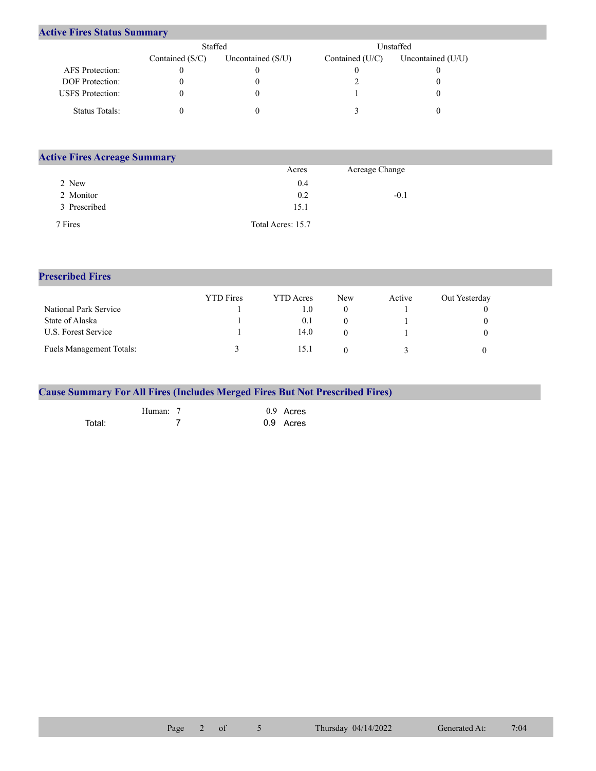## Active Fires Status Summary

| | Staffed | | Unstaffed | |
|---|---|---|---|---|
| | Contained (S/C) | Uncontained (S/U) | Contained (U/C) | Uncontained (U/U) |
| AFS Protection: | 0 | 0 | 0 | 0 |
| DOF Protection: | 0 | 0 | 2 | 0 |
| USFS Protection: | 0 | 0 | 1 | 0 |
| Status Totals: | 0 | 0 | 3 | 0 |

## Active Fires Acreage Summary

| | Acres | Acreage Change |
|---|---|---|
| 2 New | 0.4 | |
| 2 Monitor | 0.2 | -0.1 |
| 3 Prescribed | 15.1 | |
| 7 Fires | Total Acres: 15.7 | |

## Prescribed Fires

| | YTD Fires | YTD Acres | New | Active | Out Yesterday |
|---|---|---|---|---|---|
| National Park Service | 1 | 1.0 | 0 | 1 | 0 |
| State of Alaska | 1 | 0.1 | 0 | 1 | 0 |
| U.S. Forest Service | 1 | 14.0 | 0 | 1 | 0 |
| Fuels Management Totals: | 3 | 15.1 | 0 | 3 | 0 |

## Cause Summary For All Fires (Includes Merged Fires But Not Prescribed Fires)

| | | | |
|---|---|---|---|
| Human: | 7 | 0.9 | Acres |
| Total: | 7 | 0.9 | Acres |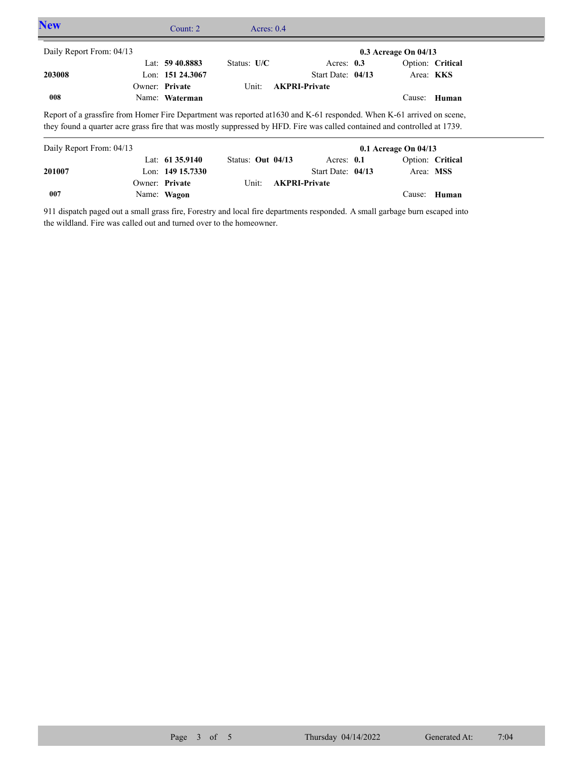## New

Count: 2 Acres: 0.4

Daily Report From: 04/13 **0.3 Acreage On 04/13**

| | | | | |
|---|---|---|---|---|
| | Lat: **59 40.8883** | Status: **U/C** | Acres: **0.3** | Option: **Critical** |
| **203008** | Lon: **151 24.3067** | | Start Date: **04/13** | Area: **KKS** |
| | Owner: **Private** | Unit: **AKPRI-Private** | | |
| **008** | Name: **Waterman** | | | Cause: **Human** |

Report of a grassfire from Homer Fire Department was reported at1630 and K-61 responded. When K-61 arrived on scene, they found a quarter acre grass fire that was mostly suppressed by HFD. Fire was called contained and controlled at 1739.

---

Daily Report From: 04/13 **0.1 Acreage On 04/13**

| | | | | |
|---|---|---|---|---|
| | Lat: **61 35.9140** | Status: **Out 04/13** | Acres: **0.1** | Option: **Critical** |
| **201007** | Lon: **149 15.7330** | | Start Date: **04/13** | Area: **MSS** |
| | Owner: **Private** | Unit: **AKPRI-Private** | | |
| **007** | Name: **Wagon** | | | Cause: **Human** |

911 dispatch paged out a small grass fire, Forestry and local fire departments responded. A small garbage burn escaped into the wildland. Fire was called out and turned over to the homeowner.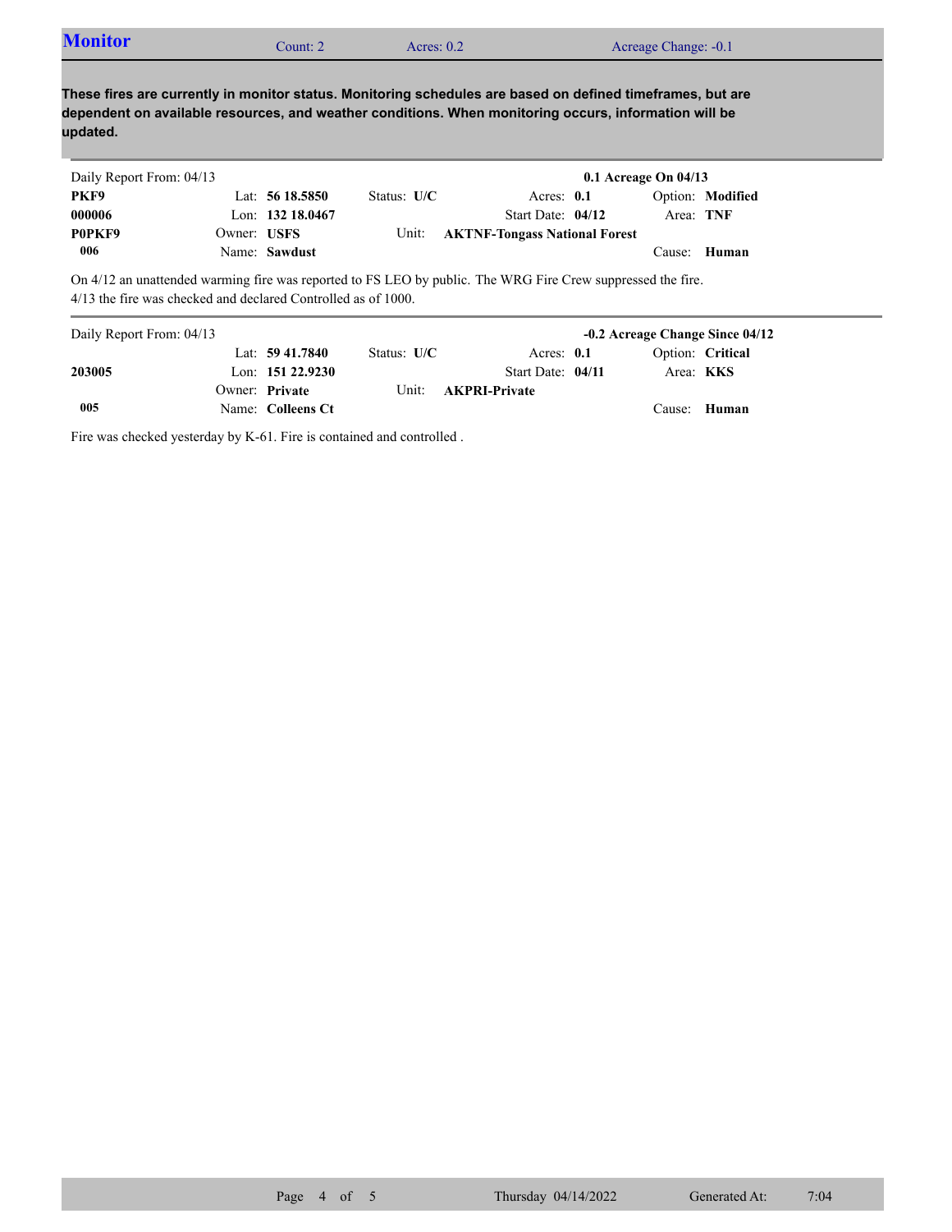## Monitor

Count: 2 | Acres: 0.2 | Acreage Change: -0.1

**These fires are currently in monitor status. Monitoring schedules are based on defined timeframes, but are dependent on available resources, and weather conditions. When monitoring occurs, information will be updated.**

---

Daily Report From: 04/13 — **0.1 Acreage On 04/13**

| | | | | |
|---|---|---|---|---|
| **PKF9** | Lat: **56 18.5850** | Status: **U/C** | Acres: **0.1** | Option: **Modified** |
| **000006** | Lon: **132 18.0467** | | Start Date: **04/12** | Area: **TNF** |
| **P0PKF9** | Owner: **USFS** | Unit: **AKTNF-Tongass National Forest** | | |
| **006** | Name: **Sawdust** | | | Cause: **Human** |

On 4/12 an unattended warming fire was reported to FS LEO by public. The WRG Fire Crew suppressed the fire.
4/13 the fire was checked and declared Controlled as of 1000.

---

Daily Report From: 04/13 — **-0.2 Acreage Change Since 04/12**

| | | | | |
|---|---|---|---|---|
| | Lat: **59 41.7840** | Status: **U/C** | Acres: **0.1** | Option: **Critical** |
| **203005** | Lon: **151 22.9230** | | Start Date: **04/11** | Area: **KKS** |
| | Owner: **Private** | Unit: **AKPRI-Private** | | |
| **005** | Name: **Colleens Ct** | | | Cause: **Human** |

Fire was checked yesterday by K-61. Fire is contained and controlled .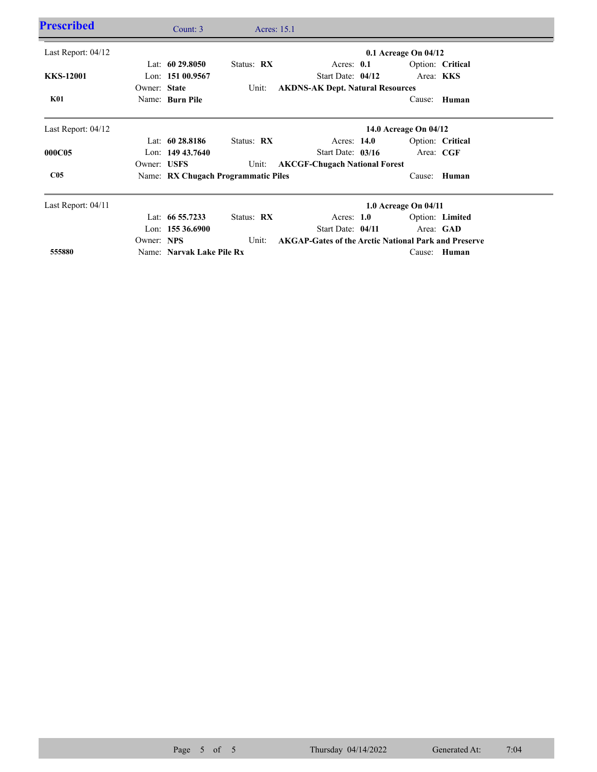## Prescribed

Count: 3 Acres: 15.1

Last Report: 04/12

**0.1 Acreage On 04/12**

| | | | |
|---|---|---|---|
| **KKS-12001** | Lat: **60 29.8050** | Status: **RX** | Acres: **0.1** | Option: **Critical** |
| **K01** | Lon: **151 00.9567** | | Start Date: **04/12** | Area: **KKS** |
| | Owner: **State** | Unit: **AKDNS-AK Dept. Natural Resources** | | |
| | Name: **Burn Pile** | | | Cause: **Human** |

Last Report: 04/12

**14.0 Acreage On 04/12**

| | | | | |
|---|---|---|---|---|
| **000C05** | Lat: **60 28.8186** | Status: **RX** | Acres: **14.0** | Option: **Critical** |
| **C05** | Lon: **149 43.7640** | | Start Date: **03/16** | Area: **CGF** |
| | Owner: **USFS** | Unit: **AKCGF-Chugach National Forest** | | |
| | Name: **RX Chugach Programmatic Piles** | | | Cause: **Human** |

Last Report: 04/11

**1.0 Acreage On 04/11**

| | | | | |
|---|---|---|---|---|
| | Lat: **66 55.7233** | Status: **RX** | Acres: **1.0** | Option: **Limited** |
| | Lon: **155 36.6900** | | Start Date: **04/11** | Area: **GAD** |
| | Owner: **NPS** | Unit: **AKGAP-Gates of the Arctic National Park and Preserve** | | |
| **555880** | Name: **Narvak Lake Pile Rx** | | | Cause: **Human** |

Thursday 04/14/2022 Generated At: 7:04